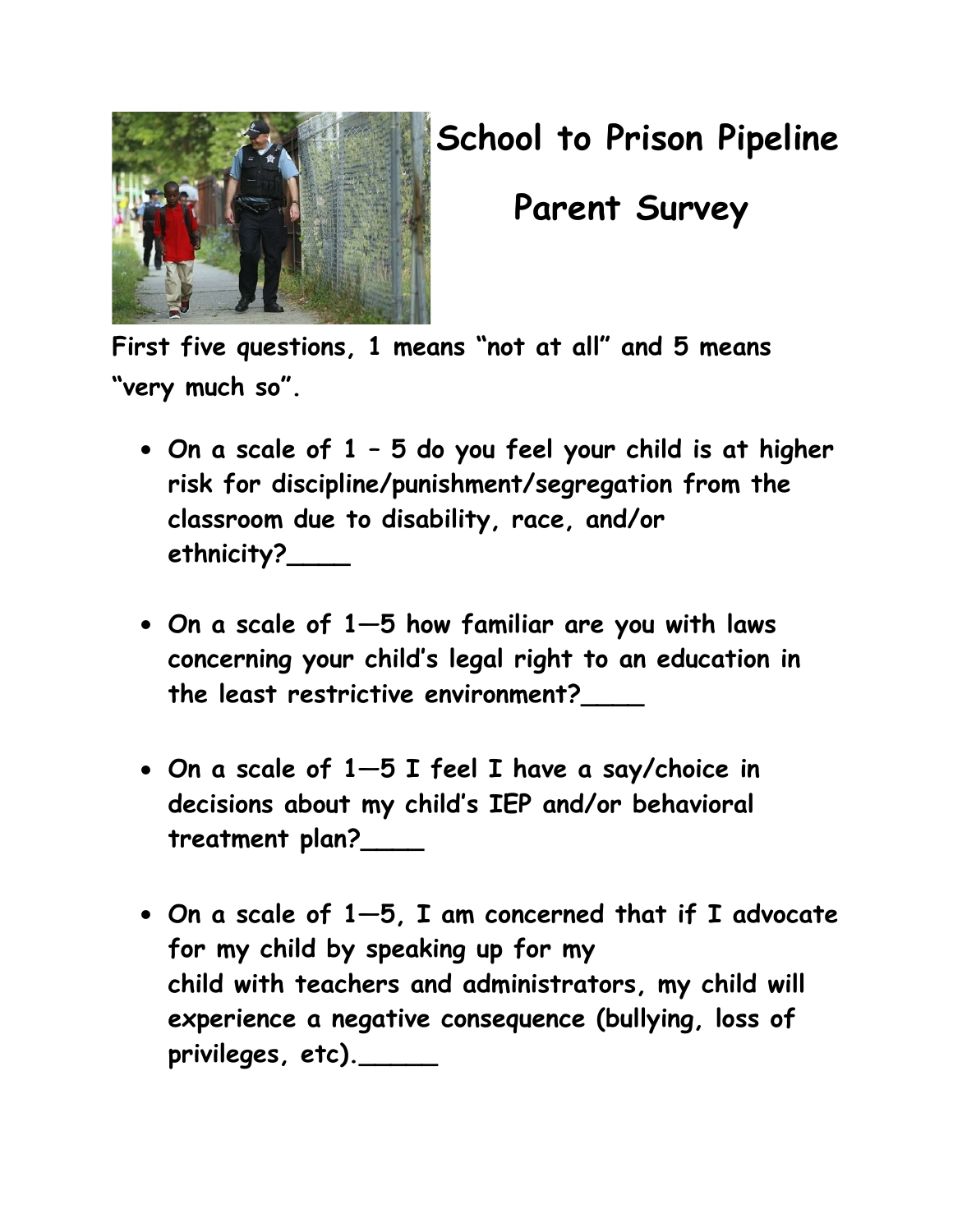# School to Prison Pipeline

# Parent Survey

**First five questions, 1 means "not at all" and 5 means "very much so".**

- **On a scale of 1 – 5 do you feel your child is at higher risk for discipline/punishment/segregation from the classroom due to disability, race, and/or ethnicity?____**

- **On a scale of 1—5 how familiar are you with laws concerning your child's legal right to an education in the least restrictive environment?____**

- **On a scale of 1—5 I feel I have a say/choice in decisions about my child's IEP and/or behavioral treatment plan?____**

- **On a scale of 1—5, I am concerned that if I advocate for my child by speaking up for my child with teachers and administrators, my child will experience a negative consequence (bullying, loss of privileges, etc)._____**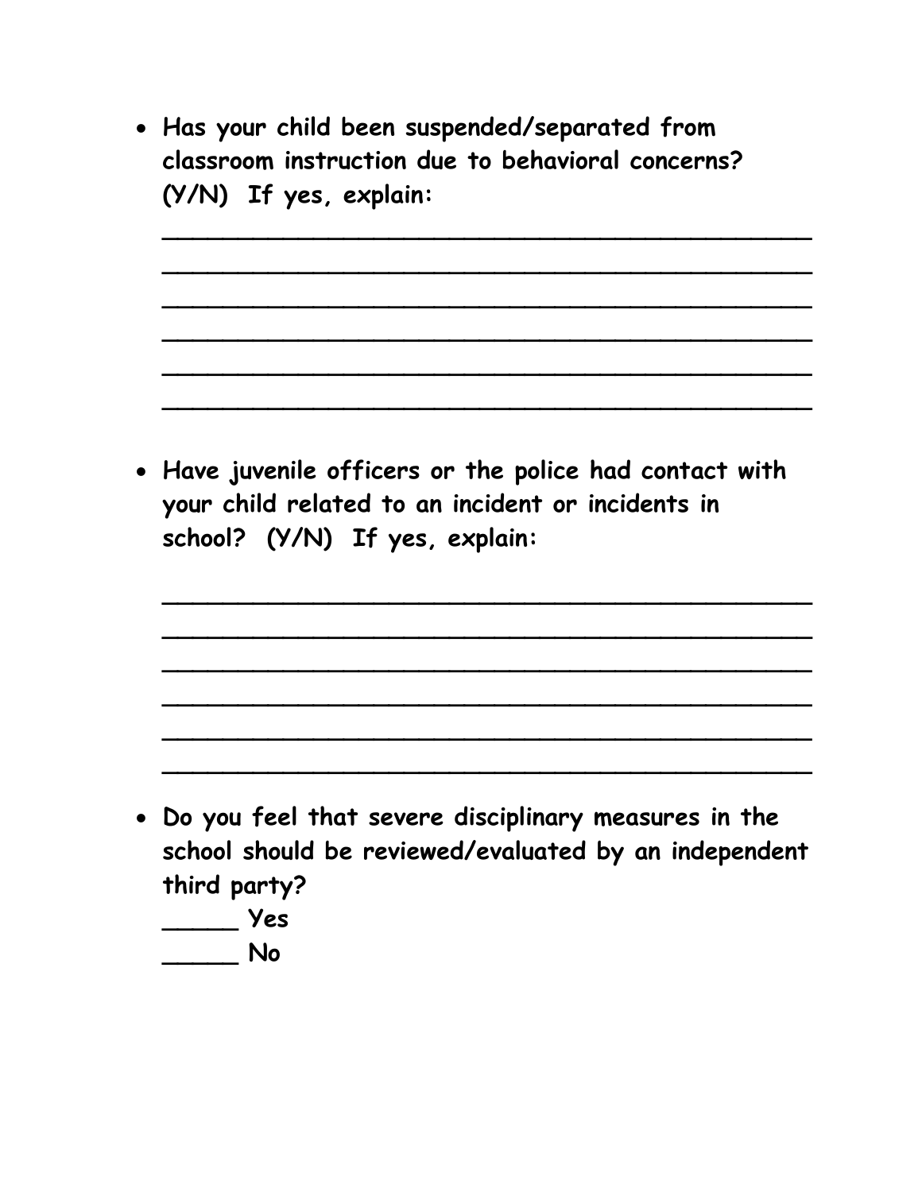- **Has your child been suspended/separated from classroom instruction due to behavioral concerns? (Y/N) If yes, explain:**

  ______________________________________________

  ______________________________________________

  ______________________________________________

  ______________________________________________

  ______________________________________________

  ______________________________________________

- **Have juvenile officers or the police had contact with your child related to an incident or incidents in school? (Y/N) If yes, explain:**

  ______________________________________________

  ______________________________________________

  ______________________________________________

  ______________________________________________

  ______________________________________________

  ______________________________________________

- **Do you feel that severe disciplinary measures in the school should be reviewed/evaluated by an independent third party?**

  **_____ Yes**

  **_____ No**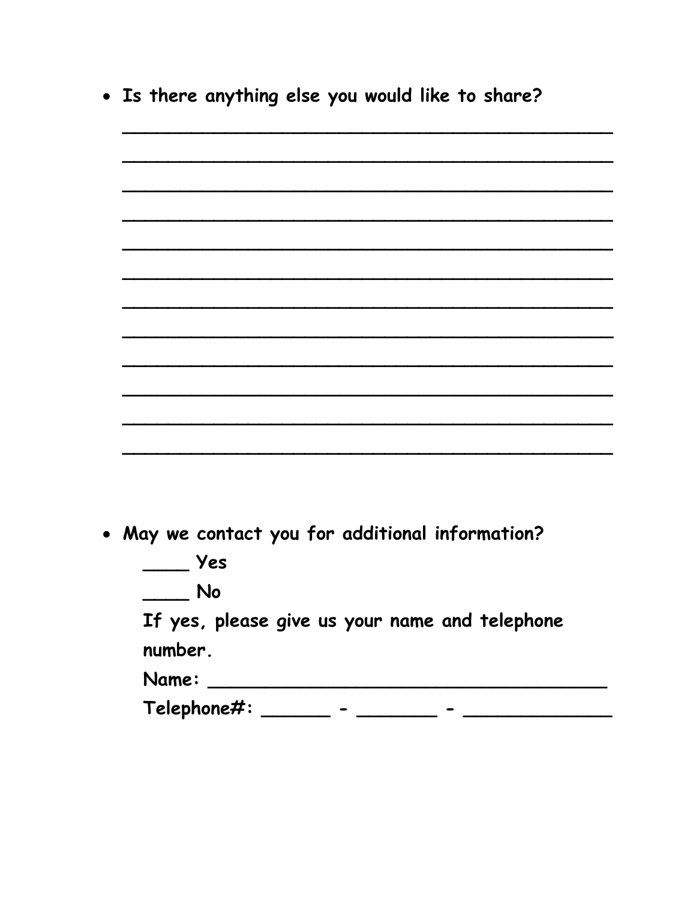- Is there anything else you would like to share?

  ____________________________________________

  ____________________________________________

  ____________________________________________

  ____________________________________________

  ____________________________________________

  ____________________________________________

  ____________________________________________

  ____________________________________________

  ____________________________________________

  ____________________________________________

  ____________________________________________

  ____________________________________________

- May we contact you for additional information?

  ____ Yes

  ____ No

  If yes, please give us your name and telephone number.

  Name: ___________________________________

  Telephone#: ______ - _______ - _____________